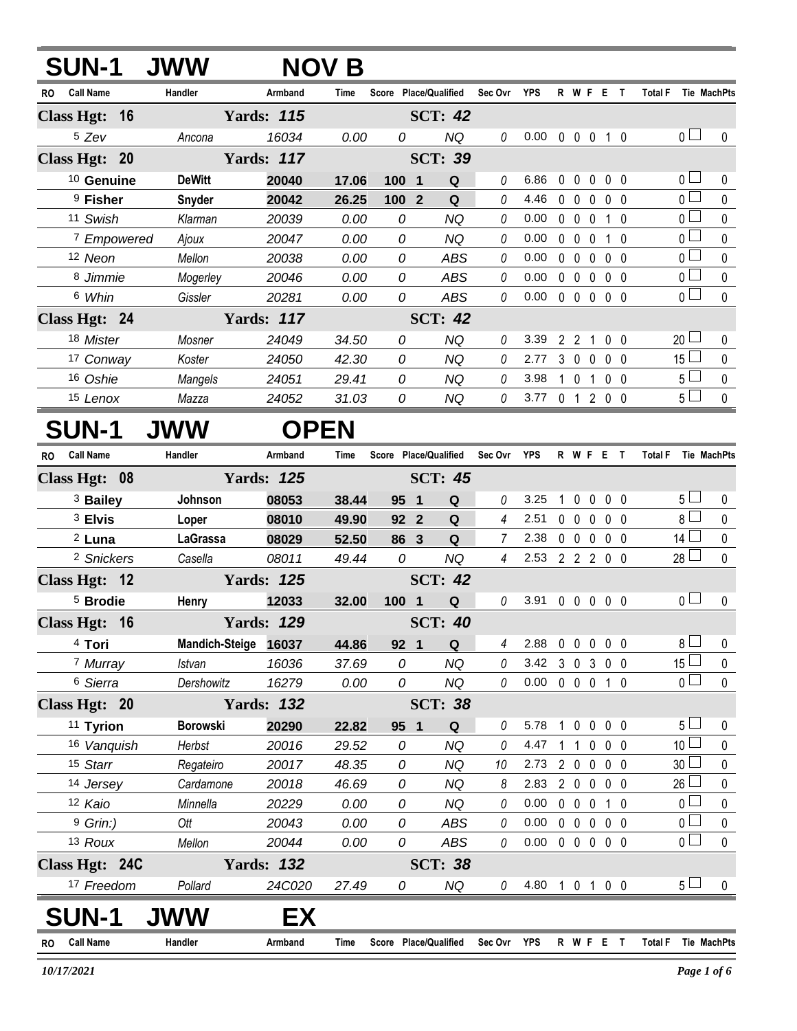# SUN-1 JWW NOV B

| RO | Call Name | Handler | Armband | Time | Score | Place/Qualified | Sec Ovr | YPS | R | W | F | E | T | Total F | Tie | MachPts |
|---|---|---|---|---|---|---|---|---|---|---|---|---|---|---|---|---|
| **Class Hgt: 16** | | **Yards: 115** | | | | **SCT: 42** | | | | | | | | | | |
| 5 | *Zev* | *Ancona* | *16034* | *0.00* | *0* | *NQ* | *0* | 0.00 | 0 | 0 | 0 | 1 | 0 | 0 | | 0 |
| **Class Hgt: 20** | | **Yards: 117** | | | | **SCT: 39** | | | | | | | | | | |
| 10 | **Genuine** | **DeWitt** | **20040** | **17.06** | **100** | **1 Q** | 0 | 6.86 | 0 | 0 | 0 | 0 | 0 | 0 | | 0 |
| 9 | **Fisher** | **Snyder** | **20042** | **26.25** | **100** | **2 Q** | 0 | 4.46 | 0 | 0 | 0 | 0 | 0 | 0 | | 0 |
| 11 | *Swish* | *Klarman* | *20039* | *0.00* | *0* | *NQ* | *0* | 0.00 | 0 | 0 | 0 | 1 | 0 | 0 | | 0 |
| 7 | *Empowered* | *Ajoux* | *20047* | *0.00* | *0* | *NQ* | *0* | 0.00 | 0 | 0 | 0 | 1 | 0 | 0 | | 0 |
| 12 | *Neon* | *Mellon* | *20038* | *0.00* | *0* | *ABS* | *0* | 0.00 | 0 | 0 | 0 | 0 | 0 | 0 | | 0 |
| 8 | *Jimmie* | *Mogerley* | *20046* | *0.00* | *0* | *ABS* | *0* | 0.00 | 0 | 0 | 0 | 0 | 0 | 0 | | 0 |
| 6 | *Whin* | *Gissler* | *20281* | *0.00* | *0* | *ABS* | *0* | 0.00 | 0 | 0 | 0 | 0 | 0 | 0 | | 0 |
| **Class Hgt: 24** | | **Yards: 117** | | | | **SCT: 42** | | | | | | | | | | |
| 18 | *Mister* | *Mosner* | *24049* | *34.50* | *0* | *NQ* | *0* | 3.39 | 2 | 2 | 1 | 0 | 0 | 20 | | 0 |
| 17 | *Conway* | *Koster* | *24050* | *42.30* | *0* | *NQ* | *0* | 2.77 | 3 | 0 | 0 | 0 | 0 | 15 | | 0 |
| 16 | *Oshie* | *Mangels* | *24051* | *29.41* | *0* | *NQ* | *0* | 3.98 | 1 | 0 | 1 | 0 | 0 | 5 | | 0 |
| 15 | *Lenox* | *Mazza* | *24052* | *31.03* | *0* | *NQ* | *0* | 3.77 | 0 | 1 | 2 | 0 | 0 | 5 | | 0 |

# SUN-1 JWW OPEN

| RO | Call Name | Handler | Armband | Time | Score | Place/Qualified | Sec Ovr | YPS | R | W | F | E | T | Total F | Tie | MachPts |
|---|---|---|---|---|---|---|---|---|---|---|---|---|---|---|---|---|
| **Class Hgt: 08** | | **Yards: 125** | | | | **SCT: 45** | | | | | | | | | | |
| 3 | **Bailey** | **Johnson** | **08053** | **38.44** | **95** | **1 Q** | 0 | 3.25 | 1 | 0 | 0 | 0 | 0 | 5 | | 0 |
| 3 | **Elvis** | **Loper** | **08010** | **49.90** | **92** | **2 Q** | 4 | 2.51 | 0 | 0 | 0 | 0 | 0 | 8 | | 0 |
| 2 | **Luna** | **LaGrassa** | **08029** | **52.50** | **86** | **3 Q** | 7 | 2.38 | 0 | 0 | 0 | 0 | 0 | 14 | | 0 |
| 2 | *Snickers* | *Casella* | *08011* | *49.44* | *0* | *NQ* | *4* | 2.53 | 2 | 2 | 2 | 0 | 0 | 28 | | 0 |
| **Class Hgt: 12** | | **Yards: 125** | | | | **SCT: 42** | | | | | | | | | | |
| 5 | **Brodie** | **Henry** | **12033** | **32.00** | **100** | **1 Q** | 0 | 3.91 | 0 | 0 | 0 | 0 | 0 | 0 | | 0 |
| **Class Hgt: 16** | | **Yards: 129** | | | | **SCT: 40** | | | | | | | | | | |
| 4 | **Tori** | **Mandich-Steige** | **16037** | **44.86** | **92** | **1 Q** | 4 | 2.88 | 0 | 0 | 0 | 0 | 0 | 8 | | 0 |
| 7 | *Murray* | *Istvan* | *16036* | *37.69* | *0* | *NQ* | *0* | 3.42 | 3 | 0 | 3 | 0 | 0 | 15 | | 0 |
| 6 | *Sierra* | *Dershowitz* | *16279* | *0.00* | *0* | *NQ* | *0* | 0.00 | 0 | 0 | 0 | 1 | 0 | 0 | | 0 |
| **Class Hgt: 20** | | **Yards: 132** | | | | **SCT: 38** | | | | | | | | | | |
| 11 | **Tyrion** | **Borowski** | **20290** | **22.82** | **95** | **1 Q** | 0 | 5.78 | 1 | 0 | 0 | 0 | 0 | 5 | | 0 |
| 16 | *Vanquish* | *Herbst* | *20016* | *29.52* | *0* | *NQ* | *0* | 4.47 | 1 | 1 | 0 | 0 | 0 | 10 | | 0 |
| 15 | *Starr* | *Regateiro* | *20017* | *48.35* | *0* | *NQ* | *10* | 2.73 | 2 | 0 | 0 | 0 | 0 | 30 | | 0 |
| 14 | *Jersey* | *Cardamone* | *20018* | *46.69* | *0* | *NQ* | *8* | 2.83 | 2 | 0 | 0 | 0 | 0 | 26 | | 0 |
| 12 | *Kaio* | *Minnella* | *20229* | *0.00* | *0* | *NQ* | *0* | 0.00 | 0 | 0 | 0 | 1 | 0 | 0 | | 0 |
| 9 | *Grin:)* | *Ott* | *20043* | *0.00* | *0* | *ABS* | *0* | 0.00 | 0 | 0 | 0 | 0 | 0 | 0 | | 0 |
| 13 | *Roux* | *Mellon* | *20044* | *0.00* | *0* | *ABS* | *0* | 0.00 | 0 | 0 | 0 | 0 | 0 | 0 | | 0 |
| **Class Hgt: 24C** | | **Yards: 132** | | | | **SCT: 38** | | | | | | | | | | |
| 17 | *Freedom* | *Pollard* | *24C020* | *27.49* | *0* | *NQ* | *0* | 4.80 | 1 | 0 | 1 | 0 | 0 | 5 | | 0 |

# SUN-1 JWW EX

| RO | Call Name | Handler | Armband | Time | Score | Place/Qualified | Sec Ovr | YPS | R | W | F | E | T | Total F | Tie | MachPts |
|---|---|---|---|---|---|---|---|---|---|---|---|---|---|---|---|---|

*10/17/2021*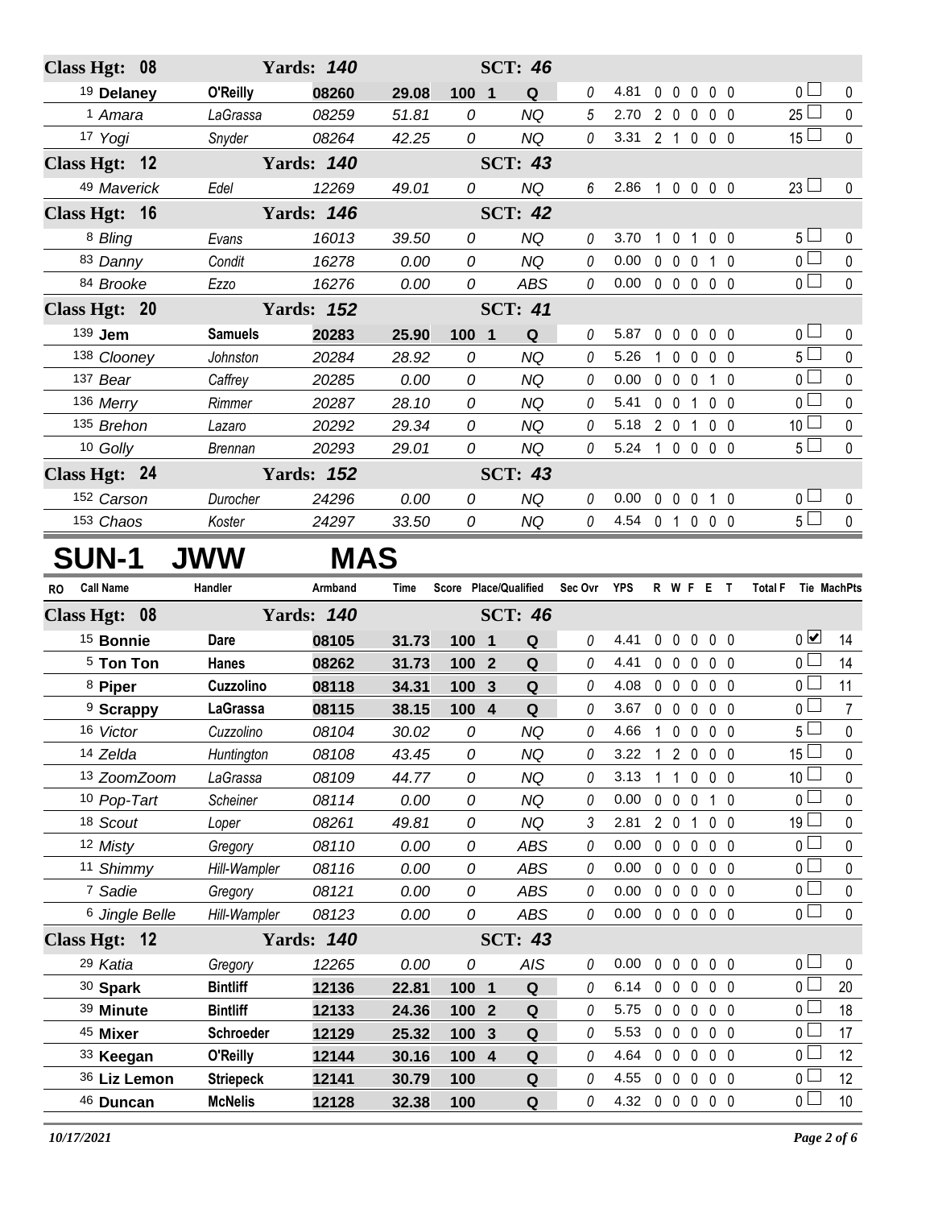| RO | Call Name | Handler | Armband | Time | Score | Place/Qualified | | Sec Ovr | YPS | R | W | F | E | T | Total F | Tie | MachPts |
|---|---|---|---|---|---|---|---|---|---|---|---|---|---|---|---|---|---|
| **Class Hgt: 08** | | **Yards: 140** | | | | **SCT: 46** | | | | | | | | | | | |
| 19 | **Delaney** | **O'Reilly** | **08260** | **29.08** | **100** | **1** | **Q** | 0 | 4.81 | 0 | 0 | 0 | 0 | 0 | 0 | ☐ | 0 |
| 1 | *Amara* | *LaGrassa* | *08259* | *51.81* | *0* | | *NQ* | 5 | 2.70 | 2 | 0 | 0 | 0 | 0 | 25 | ☐ | 0 |
| 17 | *Yogi* | *Snyder* | *08264* | *42.25* | *0* | | *NQ* | 0 | 3.31 | 2 | 1 | 0 | 0 | 0 | 15 | ☐ | 0 |
| **Class Hgt: 12** | | **Yards: 140** | | | | **SCT: 43** | | | | | | | | | | | |
| 49 | *Maverick* | *Edel* | *12269* | *49.01* | *0* | | *NQ* | 6 | 2.86 | 1 | 0 | 0 | 0 | 0 | 23 | ☐ | 0 |
| **Class Hgt: 16** | | **Yards: 146** | | | | **SCT: 42** | | | | | | | | | | | |
| 8 | *Bling* | *Evans* | *16013* | *39.50* | *0* | | *NQ* | 0 | 3.70 | 1 | 0 | 1 | 0 | 0 | 5 | ☐ | 0 |
| 83 | *Danny* | *Condit* | *16278* | *0.00* | *0* | | *NQ* | 0 | 0.00 | 0 | 0 | 0 | 1 | 0 | 0 | ☐ | 0 |
| 84 | *Brooke* | *Ezzo* | *16276* | *0.00* | *0* | | *ABS* | 0 | 0.00 | 0 | 0 | 0 | 0 | 0 | 0 | ☐ | 0 |
| **Class Hgt: 20** | | **Yards: 152** | | | | **SCT: 41** | | | | | | | | | | | |
| 139 | **Jem** | **Samuels** | **20283** | **25.90** | **100** | **1** | **Q** | 0 | 5.87 | 0 | 0 | 0 | 0 | 0 | 0 | ☐ | 0 |
| 138 | *Clooney* | *Johnston* | *20284* | *28.92* | *0* | | *NQ* | 0 | 5.26 | 1 | 0 | 0 | 0 | 0 | 5 | ☐ | 0 |
| 137 | *Bear* | *Caffrey* | *20285* | *0.00* | *0* | | *NQ* | 0 | 0.00 | 0 | 0 | 0 | 1 | 0 | 0 | ☐ | 0 |
| 136 | *Merry* | *Rimmer* | *20287* | *28.10* | *0* | | *NQ* | 0 | 5.41 | 0 | 0 | 1 | 0 | 0 | 0 | ☐ | 0 |
| 135 | *Brehon* | *Lazaro* | *20292* | *29.34* | *0* | | *NQ* | 0 | 5.18 | 2 | 0 | 1 | 0 | 0 | 10 | ☐ | 0 |
| 10 | *Golly* | *Brennan* | *20293* | *29.01* | *0* | | *NQ* | 0 | 5.24 | 1 | 0 | 0 | 0 | 0 | 5 | ☐ | 0 |
| **Class Hgt: 24** | | **Yards: 152** | | | | **SCT: 43** | | | | | | | | | | | |
| 152 | *Carson* | *Durocher* | *24296* | *0.00* | *0* | | *NQ* | 0 | 0.00 | 0 | 0 | 0 | 1 | 0 | 0 | ☐ | 0 |
| 153 | *Chaos* | *Koster* | *24297* | *33.50* | *0* | | *NQ* | 0 | 4.54 | 0 | 1 | 0 | 0 | 0 | 5 | ☐ | 0 |

# SUN-1 JWW MAS

| RO | Call Name | Handler | Armband | Time | Score | Place/Qualified | | Sec Ovr | YPS | R | W | F | E | T | Total F | Tie | MachPts |
|---|---|---|---|---|---|---|---|---|---|---|---|---|---|---|---|---|---|
| **Class Hgt: 08** | | **Yards: 140** | | | | **SCT: 46** | | | | | | | | | | | |
| 15 | **Bonnie** | **Dare** | **08105** | **31.73** | **100** | **1** | **Q** | 0 | 4.41 | 0 | 0 | 0 | 0 | 0 | 0 | ☑ | 14 |
| 5 | **Ton Ton** | **Hanes** | **08262** | **31.73** | **100** | **2** | **Q** | 0 | 4.41 | 0 | 0 | 0 | 0 | 0 | 0 | ☐ | 14 |
| 8 | **Piper** | **Cuzzolino** | **08118** | **34.31** | **100** | **3** | **Q** | 0 | 4.08 | 0 | 0 | 0 | 0 | 0 | 0 | ☐ | 11 |
| 9 | **Scrappy** | **LaGrassa** | **08115** | **38.15** | **100** | **4** | **Q** | 0 | 3.67 | 0 | 0 | 0 | 0 | 0 | 0 | ☐ | 7 |
| 16 | *Victor* | *Cuzzolino* | *08104* | *30.02* | *0* | | *NQ* | 0 | 4.66 | 1 | 0 | 0 | 0 | 0 | 5 | ☐ | 0 |
| 14 | *Zelda* | *Huntington* | *08108* | *43.45* | *0* | | *NQ* | 0 | 3.22 | 1 | 2 | 0 | 0 | 0 | 15 | ☐ | 0 |
| 13 | *ZoomZoom* | *LaGrassa* | *08109* | *44.77* | *0* | | *NQ* | 0 | 3.13 | 1 | 1 | 0 | 0 | 0 | 10 | ☐ | 0 |
| 10 | *Pop-Tart* | *Scheiner* | *08114* | *0.00* | *0* | | *NQ* | 0 | 0.00 | 0 | 0 | 0 | 1 | 0 | 0 | ☐ | 0 |
| 18 | *Scout* | *Loper* | *08261* | *49.81* | *0* | | *NQ* | 3 | 2.81 | 2 | 0 | 1 | 0 | 0 | 19 | ☐ | 0 |
| 12 | *Misty* | *Gregory* | *08110* | *0.00* | *0* | | *ABS* | 0 | 0.00 | 0 | 0 | 0 | 0 | 0 | 0 | ☐ | 0 |
| 11 | *Shimmy* | *Hill-Wampler* | *08116* | *0.00* | *0* | | *ABS* | 0 | 0.00 | 0 | 0 | 0 | 0 | 0 | 0 | ☐ | 0 |
| 7 | *Sadie* | *Gregory* | *08121* | *0.00* | *0* | | *ABS* | 0 | 0.00 | 0 | 0 | 0 | 0 | 0 | 0 | ☐ | 0 |
| 6 | *Jingle Belle* | *Hill-Wampler* | *08123* | *0.00* | *0* | | *ABS* | 0 | 0.00 | 0 | 0 | 0 | 0 | 0 | 0 | ☐ | 0 |
| **Class Hgt: 12** | | **Yards: 140** | | | | **SCT: 43** | | | | | | | | | | | |
| 29 | *Katia* | *Gregory* | *12265* | *0.00* | *0* | | *AIS* | 0 | 0.00 | 0 | 0 | 0 | 0 | 0 | 0 | ☐ | 0 |
| 30 | **Spark** | **Bintliff** | **12136** | **22.81** | **100** | **1** | **Q** | 0 | 6.14 | 0 | 0 | 0 | 0 | 0 | 0 | ☐ | 20 |
| 39 | **Minute** | **Bintliff** | **12133** | **24.36** | **100** | **2** | **Q** | 0 | 5.75 | 0 | 0 | 0 | 0 | 0 | 0 | ☐ | 18 |
| 45 | **Mixer** | **Schroeder** | **12129** | **25.32** | **100** | **3** | **Q** | 0 | 5.53 | 0 | 0 | 0 | 0 | 0 | 0 | ☐ | 17 |
| 33 | **Keegan** | **O'Reilly** | **12144** | **30.16** | **100** | **4** | **Q** | 0 | 4.64 | 0 | 0 | 0 | 0 | 0 | 0 | ☐ | 12 |
| 36 | **Liz Lemon** | **Striepeck** | **12141** | **30.79** | **100** | | **Q** | 0 | 4.55 | 0 | 0 | 0 | 0 | 0 | 0 | ☐ | 12 |
| 46 | **Duncan** | **McNelis** | **12128** | **32.38** | **100** | | **Q** | 0 | 4.32 | 0 | 0 | 0 | 0 | 0 | 0 | ☐ | 10 |

*10/17/2021*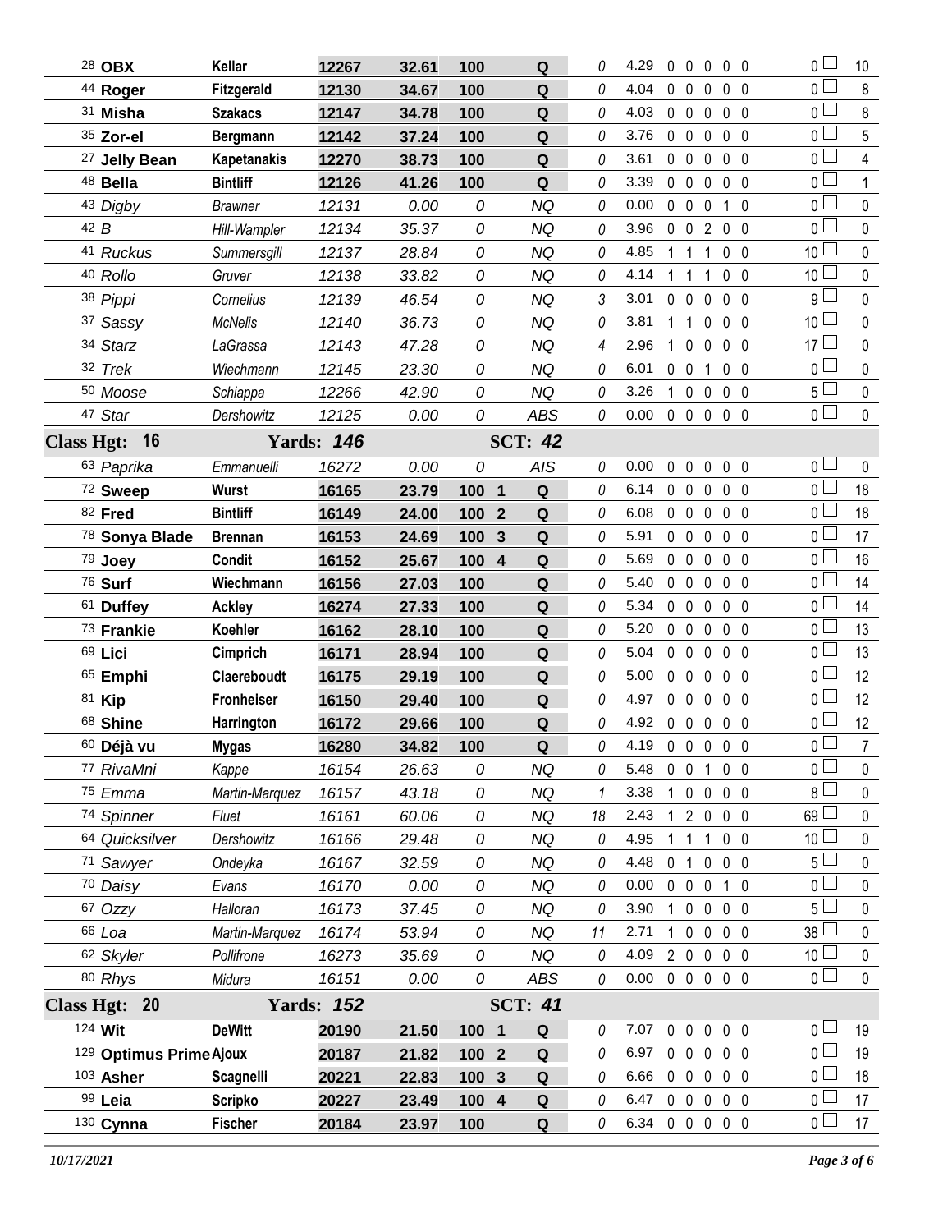| # | Name | Handler | Reg | Time | Score | Place | Q | Time Faults | YPS | R | W | T | F | E | Total Faults | Points |
|---|---|---|---|---|---|---|---|---|---|---|---|---|---|---|---|---|
| 28 | **OBX** | **Kellar** | **12267** | **32.61** | **100** | | **Q** | 0 | 4.29 | 0 | 0 | 0 | 0 | 0 | 0 | 10 |
| 44 | **Roger** | **Fitzgerald** | **12130** | **34.67** | **100** | | **Q** | 0 | 4.04 | 0 | 0 | 0 | 0 | 0 | 0 | 8 |
| 31 | **Misha** | **Szakacs** | **12147** | **34.78** | **100** | | **Q** | 0 | 4.03 | 0 | 0 | 0 | 0 | 0 | 0 | 8 |
| 35 | **Zor-el** | **Bergmann** | **12142** | **37.24** | **100** | | **Q** | 0 | 3.76 | 0 | 0 | 0 | 0 | 0 | 0 | 5 |
| 27 | **Jelly Bean** | **Kapetanakis** | **12270** | **38.73** | **100** | | **Q** | 0 | 3.61 | 0 | 0 | 0 | 0 | 0 | 0 | 4 |
| 48 | **Bella** | **Bintliff** | **12126** | **41.26** | **100** | | **Q** | 0 | 3.39 | 0 | 0 | 0 | 0 | 0 | 0 | 1 |
| 43 | *Digby* | *Brawner* | *12131* | *0.00* | *0* | | *NQ* | 0 | 0.00 | 0 | 0 | 0 | 1 | 0 | 0 | 0 |
| 42 | *B* | *Hill-Wampler* | *12134* | *35.37* | *0* | | *NQ* | 0 | 3.96 | 0 | 0 | 2 | 0 | 0 | 0 | 0 |
| 41 | *Ruckus* | *Summersgill* | *12137* | *28.84* | *0* | | *NQ* | 0 | 4.85 | 1 | 1 | 1 | 0 | 0 | 10 | 0 |
| 40 | *Rollo* | *Gruver* | *12138* | *33.82* | *0* | | *NQ* | 0 | 4.14 | 1 | 1 | 1 | 0 | 0 | 10 | 0 |
| 38 | *Pippi* | *Cornelius* | *12139* | *46.54* | *0* | | *NQ* | 3 | 3.01 | 0 | 0 | 0 | 0 | 0 | 9 | 0 |
| 37 | *Sassy* | *McNelis* | *12140* | *36.73* | *0* | | *NQ* | 0 | 3.81 | 1 | 1 | 0 | 0 | 0 | 10 | 0 |
| 34 | *Starz* | *LaGrassa* | *12143* | *47.28* | *0* | | *NQ* | 4 | 2.96 | 1 | 0 | 0 | 0 | 0 | 17 | 0 |
| 32 | *Trek* | *Wiechmann* | *12145* | *23.30* | *0* | | *NQ* | 0 | 6.01 | 0 | 0 | 1 | 0 | 0 | 0 | 0 |
| 50 | *Moose* | *Schiappa* | *12266* | *42.90* | *0* | | *NQ* | 0 | 3.26 | 1 | 0 | 0 | 0 | 0 | 5 | 0 |
| 47 | *Star* | *Dershowitz* | *12125* | *0.00* | *0* | | *ABS* | 0 | 0.00 | 0 | 0 | 0 | 0 | 0 | 0 | 0 |
| **Class Hgt: 16** | | **Yards: 146** | | | | **SCT: 42** | | | | | | | | | | |
| 63 | *Paprika* | *Emmanuelli* | *16272* | *0.00* | *0* | | *AIS* | 0 | 0.00 | 0 | 0 | 0 | 0 | 0 | 0 | 0 |
| 72 | **Sweep** | **Wurst** | **16165** | **23.79** | **100** | **1** | **Q** | 0 | 6.14 | 0 | 0 | 0 | 0 | 0 | 0 | 18 |
| 82 | **Fred** | **Bintliff** | **16149** | **24.00** | **100** | **2** | **Q** | 0 | 6.08 | 0 | 0 | 0 | 0 | 0 | 0 | 18 |
| 78 | **Sonya Blade** | **Brennan** | **16153** | **24.69** | **100** | **3** | **Q** | 0 | 5.91 | 0 | 0 | 0 | 0 | 0 | 0 | 17 |
| 79 | **Joey** | **Condit** | **16152** | **25.67** | **100** | **4** | **Q** | 0 | 5.69 | 0 | 0 | 0 | 0 | 0 | 0 | 16 |
| 76 | **Surf** | **Wiechmann** | **16156** | **27.03** | **100** | | **Q** | 0 | 5.40 | 0 | 0 | 0 | 0 | 0 | 0 | 14 |
| 61 | **Duffey** | **Ackley** | **16274** | **27.33** | **100** | | **Q** | 0 | 5.34 | 0 | 0 | 0 | 0 | 0 | 0 | 14 |
| 73 | **Frankie** | **Koehler** | **16162** | **28.10** | **100** | | **Q** | 0 | 5.20 | 0 | 0 | 0 | 0 | 0 | 0 | 13 |
| 69 | **Lici** | **Cimprich** | **16171** | **28.94** | **100** | | **Q** | 0 | 5.04 | 0 | 0 | 0 | 0 | 0 | 0 | 13 |
| 65 | **Emphi** | **Claereboudt** | **16175** | **29.19** | **100** | | **Q** | 0 | 5.00 | 0 | 0 | 0 | 0 | 0 | 0 | 12 |
| 81 | **Kip** | **Fronheiser** | **16150** | **29.40** | **100** | | **Q** | 0 | 4.97 | 0 | 0 | 0 | 0 | 0 | 0 | 12 |
| 68 | **Shine** | **Harrington** | **16172** | **29.66** | **100** | | **Q** | 0 | 4.92 | 0 | 0 | 0 | 0 | 0 | 0 | 12 |
| 60 | **Déjà vu** | **Mygas** | **16280** | **34.82** | **100** | | **Q** | 0 | 4.19 | 0 | 0 | 0 | 0 | 0 | 0 | 7 |
| 77 | *RivaMni* | *Kappe* | *16154* | *26.63* | *0* | | *NQ* | 0 | 5.48 | 0 | 0 | 1 | 0 | 0 | 0 | 0 |
| 75 | *Emma* | *Martin-Marquez* | *16157* | *43.18* | *0* | | *NQ* | 1 | 3.38 | 1 | 0 | 0 | 0 | 0 | 8 | 0 |
| 74 | *Spinner* | *Fluet* | *16161* | *60.06* | *0* | | *NQ* | 18 | 2.43 | 1 | 2 | 0 | 0 | 0 | 69 | 0 |
| 64 | *Quicksilver* | *Dershowitz* | *16166* | *29.48* | *0* | | *NQ* | 0 | 4.95 | 1 | 1 | 1 | 0 | 0 | 10 | 0 |
| 71 | *Sawyer* | *Ondeyka* | *16167* | *32.59* | *0* | | *NQ* | 0 | 4.48 | 0 | 1 | 0 | 0 | 0 | 5 | 0 |
| 70 | *Daisy* | *Evans* | *16170* | *0.00* | *0* | | *NQ* | 0 | 0.00 | 0 | 0 | 0 | 1 | 0 | 0 | 0 |
| 67 | *Ozzy* | *Halloran* | *16173* | *37.45* | *0* | | *NQ* | 0 | 3.90 | 1 | 0 | 0 | 0 | 0 | 5 | 0 |
| 66 | *Loa* | *Martin-Marquez* | *16174* | *53.94* | *0* | | *NQ* | 11 | 2.71 | 1 | 0 | 0 | 0 | 0 | 38 | 0 |
| 62 | *Skyler* | *Pollifrone* | *16273* | *35.69* | *0* | | *NQ* | 0 | 4.09 | 2 | 0 | 0 | 0 | 0 | 10 | 0 |
| 80 | *Rhys* | *Midura* | *16151* | *0.00* | *0* | | *ABS* | 0 | 0.00 | 0 | 0 | 0 | 0 | 0 | 0 | 0 |
| **Class Hgt: 20** | | **Yards: 152** | | | | **SCT: 41** | | | | | | | | | | |
| 124 | **Wit** | **DeWitt** | **20190** | **21.50** | **100** | **1** | **Q** | 0 | 7.07 | 0 | 0 | 0 | 0 | 0 | 0 | 19 |
| 129 | **Optimus Prime** | **Ajoux** | **20187** | **21.82** | **100** | **2** | **Q** | 0 | 6.97 | 0 | 0 | 0 | 0 | 0 | 0 | 19 |
| 103 | **Asher** | **Scagnelli** | **20221** | **22.83** | **100** | **3** | **Q** | 0 | 6.66 | 0 | 0 | 0 | 0 | 0 | 0 | 18 |
| 99 | **Leia** | **Scripko** | **20227** | **23.49** | **100** | **4** | **Q** | 0 | 6.47 | 0 | 0 | 0 | 0 | 0 | 0 | 17 |
| 130 | **Cynna** | **Fischer** | **20184** | **23.97** | **100** | | **Q** | 0 | 6.34 | 0 | 0 | 0 | 0 | 0 | 0 | 17 |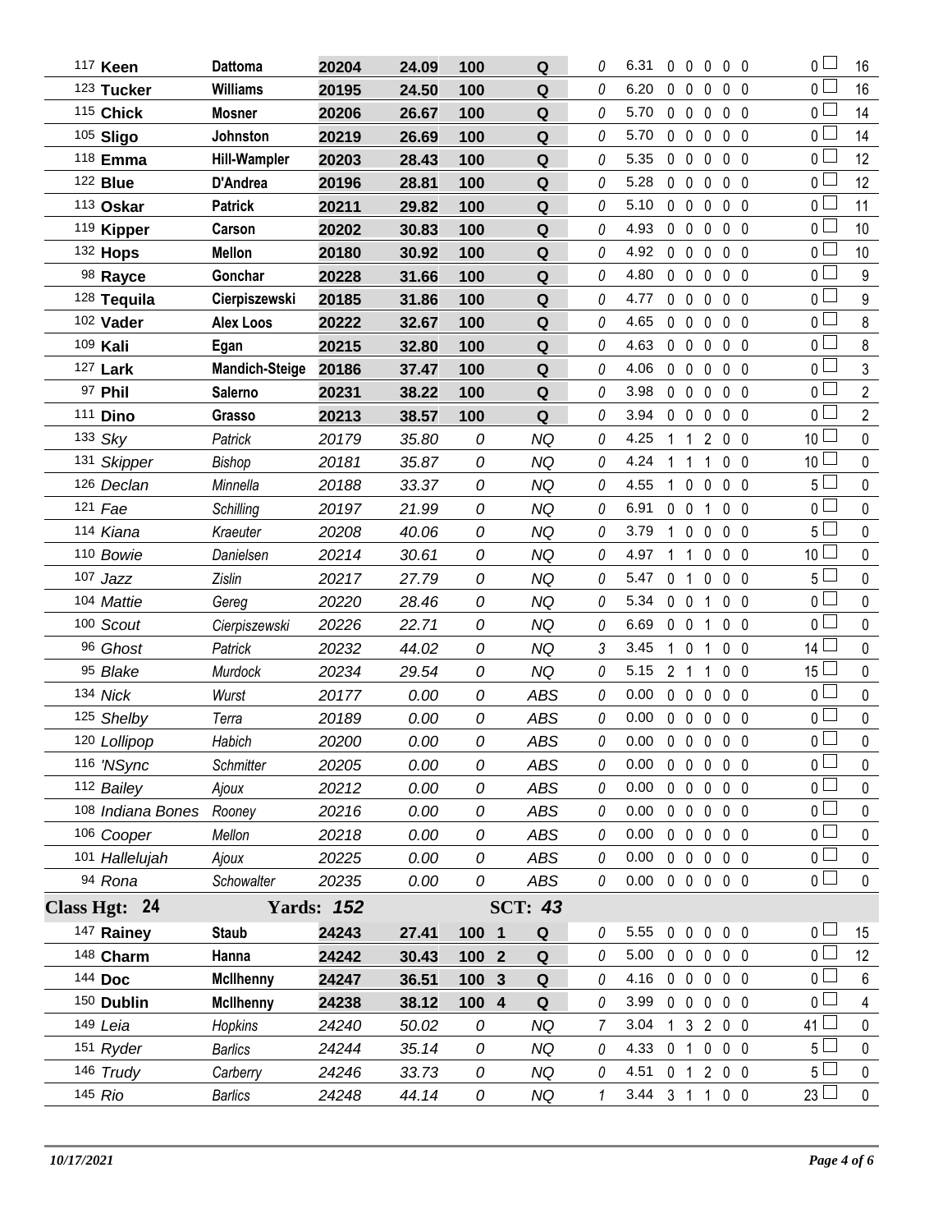| Armband | Dog | Handler | Reg # | Time | Score | Place | Q/NQ | Time Flts | YPS | R | F | W | T | E | Total Faults | Pts |
|---|---|---|---|---|---|---|---|---|---|---|---|---|---|---|---|---|
| 117 | **Keen** | **Dattoma** | **20204** | **24.09** | **100** | | **Q** | 0 | 6.31 | 0 | 0 | 0 | 0 | 0 | 0 | 16 |
| 123 | **Tucker** | **Williams** | **20195** | **24.50** | **100** | | **Q** | 0 | 6.20 | 0 | 0 | 0 | 0 | 0 | 0 | 16 |
| 115 | **Chick** | **Mosner** | **20206** | **26.67** | **100** | | **Q** | 0 | 5.70 | 0 | 0 | 0 | 0 | 0 | 0 | 14 |
| 105 | **Sligo** | **Johnston** | **20219** | **26.69** | **100** | | **Q** | 0 | 5.70 | 0 | 0 | 0 | 0 | 0 | 0 | 14 |
| 118 | **Emma** | **Hill-Wampler** | **20203** | **28.43** | **100** | | **Q** | 0 | 5.35 | 0 | 0 | 0 | 0 | 0 | 0 | 12 |
| 122 | **Blue** | **D'Andrea** | **20196** | **28.81** | **100** | | **Q** | 0 | 5.28 | 0 | 0 | 0 | 0 | 0 | 0 | 12 |
| 113 | **Oskar** | **Patrick** | **20211** | **29.82** | **100** | | **Q** | 0 | 5.10 | 0 | 0 | 0 | 0 | 0 | 0 | 11 |
| 119 | **Kipper** | **Carson** | **20202** | **30.83** | **100** | | **Q** | 0 | 4.93 | 0 | 0 | 0 | 0 | 0 | 0 | 10 |
| 132 | **Hops** | **Mellon** | **20180** | **30.92** | **100** | | **Q** | 0 | 4.92 | 0 | 0 | 0 | 0 | 0 | 0 | 10 |
| 98 | **Rayce** | **Gonchar** | **20228** | **31.66** | **100** | | **Q** | 0 | 4.80 | 0 | 0 | 0 | 0 | 0 | 0 | 9 |
| 128 | **Tequila** | **Cierpiszewski** | **20185** | **31.86** | **100** | | **Q** | 0 | 4.77 | 0 | 0 | 0 | 0 | 0 | 0 | 9 |
| 102 | **Vader** | **Alex Loos** | **20222** | **32.67** | **100** | | **Q** | 0 | 4.65 | 0 | 0 | 0 | 0 | 0 | 0 | 8 |
| 109 | **Kali** | **Egan** | **20215** | **32.80** | **100** | | **Q** | 0 | 4.63 | 0 | 0 | 0 | 0 | 0 | 0 | 8 |
| 127 | **Lark** | **Mandich-Steige** | **20186** | **37.47** | **100** | | **Q** | 0 | 4.06 | 0 | 0 | 0 | 0 | 0 | 0 | 3 |
| 97 | **Phil** | **Salerno** | **20231** | **38.22** | **100** | | **Q** | 0 | 3.98 | 0 | 0 | 0 | 0 | 0 | 0 | 2 |
| 111 | **Dino** | **Grasso** | **20213** | **38.57** | **100** | | **Q** | 0 | 3.94 | 0 | 0 | 0 | 0 | 0 | 0 | 2 |
| 133 | *Sky* | *Patrick* | *20179* | *35.80* | *0* | | *NQ* | 0 | 4.25 | 1 | 1 | 2 | 0 | 0 | 10 | 0 |
| 131 | *Skipper* | *Bishop* | *20181* | *35.87* | *0* | | *NQ* | 0 | 4.24 | 1 | 1 | 1 | 0 | 0 | 10 | 0 |
| 126 | *Declan* | *Minnella* | *20188* | *33.37* | *0* | | *NQ* | 0 | 4.55 | 1 | 0 | 0 | 0 | 0 | 5 | 0 |
| 121 | *Fae* | *Schilling* | *20197* | *21.99* | *0* | | *NQ* | 0 | 6.91 | 0 | 0 | 1 | 0 | 0 | 0 | 0 |
| 114 | *Kiana* | *Kraeuter* | *20208* | *40.06* | *0* | | *NQ* | 0 | 3.79 | 1 | 0 | 0 | 0 | 0 | 5 | 0 |
| 110 | *Bowie* | *Danielsen* | *20214* | *30.61* | *0* | | *NQ* | 0 | 4.97 | 1 | 1 | 0 | 0 | 0 | 10 | 0 |
| 107 | *Jazz* | *Zislin* | *20217* | *27.79* | *0* | | *NQ* | 0 | 5.47 | 0 | 1 | 0 | 0 | 0 | 5 | 0 |
| 104 | *Mattie* | *Gereg* | *20220* | *28.46* | *0* | | *NQ* | 0 | 5.34 | 0 | 0 | 1 | 0 | 0 | 0 | 0 |
| 100 | *Scout* | *Cierpiszewski* | *20226* | *22.71* | *0* | | *NQ* | 0 | 6.69 | 0 | 0 | 1 | 0 | 0 | 0 | 0 |
| 96 | *Ghost* | *Patrick* | *20232* | *44.02* | *0* | | *NQ* | 3 | 3.45 | 1 | 0 | 1 | 0 | 0 | 14 | 0 |
| 95 | *Blake* | *Murdock* | *20234* | *29.54* | *0* | | *NQ* | 0 | 5.15 | 2 | 1 | 1 | 0 | 0 | 15 | 0 |
| 134 | *Nick* | *Wurst* | *20177* | *0.00* | *0* | | *ABS* | 0 | 0.00 | 0 | 0 | 0 | 0 | 0 | 0 | 0 |
| 125 | *Shelby* | *Terra* | *20189* | *0.00* | *0* | | *ABS* | 0 | 0.00 | 0 | 0 | 0 | 0 | 0 | 0 | 0 |
| 120 | *Lollipop* | *Habich* | *20200* | *0.00* | *0* | | *ABS* | 0 | 0.00 | 0 | 0 | 0 | 0 | 0 | 0 | 0 |
| 116 | *'NSync* | *Schmitter* | *20205* | *0.00* | *0* | | *ABS* | 0 | 0.00 | 0 | 0 | 0 | 0 | 0 | 0 | 0 |
| 112 | *Bailey* | *Ajoux* | *20212* | *0.00* | *0* | | *ABS* | 0 | 0.00 | 0 | 0 | 0 | 0 | 0 | 0 | 0 |
| 108 | *Indiana Bones* | *Rooney* | *20216* | *0.00* | *0* | | *ABS* | 0 | 0.00 | 0 | 0 | 0 | 0 | 0 | 0 | 0 |
| 106 | *Cooper* | *Mellon* | *20218* | *0.00* | *0* | | *ABS* | 0 | 0.00 | 0 | 0 | 0 | 0 | 0 | 0 | 0 |
| 101 | *Hallelujah* | *Ajoux* | *20225* | *0.00* | *0* | | *ABS* | 0 | 0.00 | 0 | 0 | 0 | 0 | 0 | 0 | 0 |
| 94 | *Rona* | *Schowalter* | *20235* | *0.00* | *0* | | *ABS* | 0 | 0.00 | 0 | 0 | 0 | 0 | 0 | 0 | 0 |

**Class Hgt: 24** **Yards: 152** **SCT: 43**

| Armband | Dog | Handler | Reg # | Time | Score | Place | Q/NQ | Time Flts | YPS | R | F | W | T | E | Total Faults | Pts |
|---|---|---|---|---|---|---|---|---|---|---|---|---|---|---|---|---|
| 147 | **Rainey** | **Staub** | **24243** | **27.41** | **100** | **1** | **Q** | 0 | 5.55 | 0 | 0 | 0 | 0 | 0 | 0 | 15 |
| 148 | **Charm** | **Hanna** | **24242** | **30.43** | **100** | **2** | **Q** | 0 | 5.00 | 0 | 0 | 0 | 0 | 0 | 0 | 12 |
| 144 | **Doc** | **McIlhenny** | **24247** | **36.51** | **100** | **3** | **Q** | 0 | 4.16 | 0 | 0 | 0 | 0 | 0 | 0 | 6 |
| 150 | **Dublin** | **McIlhenny** | **24238** | **38.12** | **100** | **4** | **Q** | 0 | 3.99 | 0 | 0 | 0 | 0 | 0 | 0 | 4 |
| 149 | *Leia* | *Hopkins* | *24240* | *50.02* | *0* | | *NQ* | 7 | 3.04 | 1 | 3 | 2 | 0 | 0 | 41 | 0 |
| 151 | *Ryder* | *Barlics* | *24244* | *35.14* | *0* | | *NQ* | 0 | 4.33 | 0 | 1 | 0 | 0 | 0 | 5 | 0 |
| 146 | *Trudy* | *Carberry* | *24246* | *33.73* | *0* | | *NQ* | 0 | 4.51 | 0 | 1 | 2 | 0 | 0 | 5 | 0 |
| 145 | *Rio* | *Barlics* | *24248* | *44.14* | *0* | | *NQ* | 1 | 3.44 | 3 | 1 | 1 | 0 | 0 | 23 | 0 |

*10/17/2021*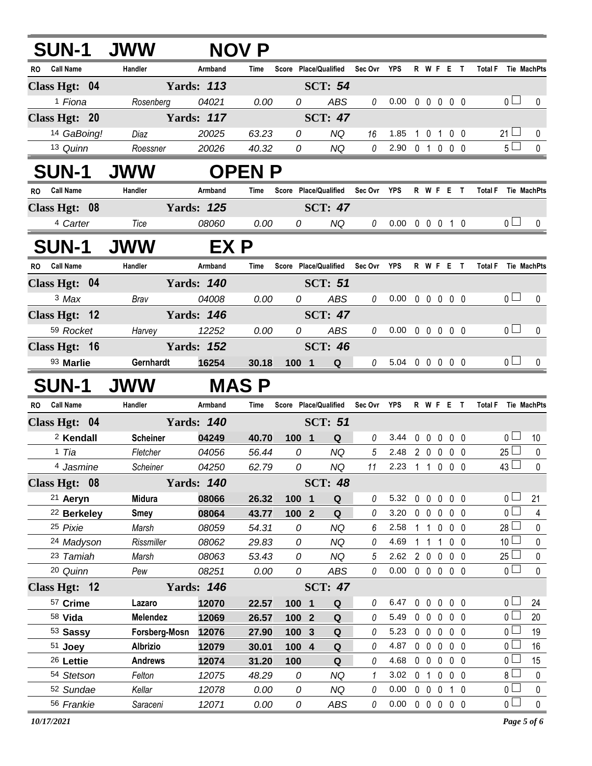## SUN-1 JWW NOV P

| RO | Call Name | Handler | Armband | Time | Score | Place/Qualified | Sec Ovr | YPS | R | W | F | E | T | Total F | Tie | MachPts |
|---|---|---|---|---|---|---|---|---|---|---|---|---|---|---|---|---|
| **Class Hgt: 04** | | **Yards: 113** | | | | **SCT: 54** | | | | | | | | | | |
| 1 | Fiona | Rosenberg | 04021 | 0.00 | 0 | ABS | 0 | 0.00 | 0 | 0 | 0 | 0 | 0 | 0 | ☐ | 0 |
| **Class Hgt: 20** | | **Yards: 117** | | | | **SCT: 47** | | | | | | | | | | |
| 14 | GaBoing! | Diaz | 20025 | 63.23 | 0 | NQ | 16 | 1.85 | 1 | 0 | 1 | 0 | 0 | 21 | ☐ | 0 |
| 13 | Quinn | Roessner | 20026 | 40.32 | 0 | NQ | 0 | 2.90 | 0 | 1 | 0 | 0 | 0 | 5 | ☐ | 0 |

## SUN-1 JWW OPEN P

| RO | Call Name | Handler | Armband | Time | Score | Place/Qualified | Sec Ovr | YPS | R | W | F | E | T | Total F | Tie | MachPts |
|---|---|---|---|---|---|---|---|---|---|---|---|---|---|---|---|---|
| **Class Hgt: 08** | | **Yards: 125** | | | | **SCT: 47** | | | | | | | | | | |
| 4 | Carter | Tice | 08060 | 0.00 | 0 | NQ | 0 | 0.00 | 0 | 0 | 0 | 1 | 0 | 0 | ☐ | 0 |

## SUN-1 JWW EX P

| RO | Call Name | Handler | Armband | Time | Score | Place/Qualified | Sec Ovr | YPS | R | W | F | E | T | Total F | Tie | MachPts |
|---|---|---|---|---|---|---|---|---|---|---|---|---|---|---|---|---|
| **Class Hgt: 04** | | **Yards: 140** | | | | **SCT: 51** | | | | | | | | | | |
| 3 | Max | Brav | 04008 | 0.00 | 0 | ABS | 0 | 0.00 | 0 | 0 | 0 | 0 | 0 | 0 | ☐ | 0 |
| **Class Hgt: 12** | | **Yards: 146** | | | | **SCT: 47** | | | | | | | | | | |
| 59 | Rocket | Harvey | 12252 | 0.00 | 0 | ABS | 0 | 0.00 | 0 | 0 | 0 | 0 | 0 | 0 | ☐ | 0 |
| **Class Hgt: 16** | | **Yards: 152** | | | | **SCT: 46** | | | | | | | | | | |
| 93 | **Marlie** | **Gernhardt** | **16254** | **30.18** | **100** | **1 Q** | 0 | 5.04 | 0 | 0 | 0 | 0 | 0 | 0 | ☐ | 0 |

## SUN-1 JWW MAS P

| RO | Call Name | Handler | Armband | Time | Score | Place/Qualified | Sec Ovr | YPS | R | W | F | E | T | Total F | Tie | MachPts |
|---|---|---|---|---|---|---|---|---|---|---|---|---|---|---|---|---|
| **Class Hgt: 04** | | **Yards: 140** | | | | **SCT: 51** | | | | | | | | | | |
| 2 | **Kendall** | **Scheiner** | **04249** | **40.70** | **100** | **1 Q** | 0 | 3.44 | 0 | 0 | 0 | 0 | 0 | 0 | ☐ | 10 |
| 1 | Tia | Fletcher | 04056 | 56.44 | 0 | NQ | 5 | 2.48 | 2 | 0 | 0 | 0 | 0 | 25 | ☐ | 0 |
| 4 | Jasmine | Scheiner | 04250 | 62.79 | 0 | NQ | 11 | 2.23 | 1 | 1 | 0 | 0 | 0 | 43 | ☐ | 0 |
| **Class Hgt: 08** | | **Yards: 140** | | | | **SCT: 48** | | | | | | | | | | |
| 21 | **Aeryn** | **Midura** | **08066** | **26.32** | **100** | **1 Q** | 0 | 5.32 | 0 | 0 | 0 | 0 | 0 | 0 | ☐ | 21 |
| 22 | **Berkeley** | **Smey** | **08064** | **43.77** | **100** | **2 Q** | 0 | 3.20 | 0 | 0 | 0 | 0 | 0 | 0 | ☐ | 4 |
| 25 | Pixie | Marsh | 08059 | 54.31 | 0 | NQ | 6 | 2.58 | 1 | 1 | 0 | 0 | 0 | 28 | ☐ | 0 |
| 24 | Madyson | Rissmiller | 08062 | 29.83 | 0 | NQ | 0 | 4.69 | 1 | 1 | 1 | 0 | 0 | 10 | ☐ | 0 |
| 23 | Tamiah | Marsh | 08063 | 53.43 | 0 | NQ | 5 | 2.62 | 2 | 0 | 0 | 0 | 0 | 25 | ☐ | 0 |
| 20 | Quinn | Pew | 08251 | 0.00 | 0 | ABS | 0 | 0.00 | 0 | 0 | 0 | 0 | 0 | 0 | ☐ | 0 |
| **Class Hgt: 12** | | **Yards: 146** | | | | **SCT: 47** | | | | | | | | | | |
| 57 | **Crime** | **Lazaro** | **12070** | **22.57** | **100** | **1 Q** | 0 | 6.47 | 0 | 0 | 0 | 0 | 0 | 0 | ☐ | 24 |
| 58 | **Vida** | **Melendez** | **12069** | **26.57** | **100** | **2 Q** | 0 | 5.49 | 0 | 0 | 0 | 0 | 0 | 0 | ☐ | 20 |
| 53 | **Sassy** | **Forsberg-Mosn** | **12076** | **27.90** | **100** | **3 Q** | 0 | 5.23 | 0 | 0 | 0 | 0 | 0 | 0 | ☐ | 19 |
| 51 | **Joey** | **Albrizio** | **12079** | **30.01** | **100** | **4 Q** | 0 | 4.87 | 0 | 0 | 0 | 0 | 0 | 0 | ☐ | 16 |
| 26 | **Lettie** | **Andrews** | **12074** | **31.20** | **100** | **Q** | 0 | 4.68 | 0 | 0 | 0 | 0 | 0 | 0 | ☐ | 15 |
| 54 | Stetson | Felton | 12075 | 48.29 | 0 | NQ | 1 | 3.02 | 0 | 1 | 0 | 0 | 0 | 8 | ☐ | 0 |
| 52 | Sundae | Kellar | 12078 | 0.00 | 0 | NQ | 0 | 0.00 | 0 | 0 | 0 | 1 | 0 | 0 | ☐ | 0 |
| 56 | Frankie | Saraceni | 12071 | 0.00 | 0 | ABS | 0 | 0.00 | 0 | 0 | 0 | 0 | 0 | 0 | ☐ | 0 |

*10/17/2021*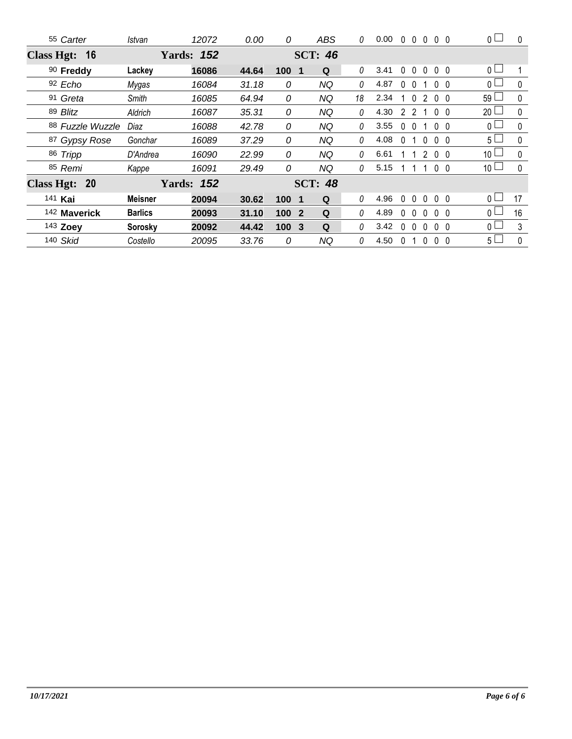| | | | | | | | | | | | | | |
|---|---|---|---|---|---|---|---|---|---|---|---|---|---|
| 55 *Carter* | *Istvan* | *12072* | *0.00* | *0* | | *ABS* | *0* | 0.00 | 0 0 0 0 0 | | | 0 | 0 |
| **Class Hgt: 16** | | **Yards: 152** | | | | **SCT: 46** | | | | | | | |
| 90 **Freddy** | **Lackey** | **16086** | **44.64** | **100** | **1** | **Q** | *0* | 3.41 | 0 0 0 0 0 | | | 0 | 1 |
| 92 *Echo* | *Mygas* | *16084* | *31.18* | *0* | | *NQ* | *0* | 4.87 | 0 0 1 0 0 | | | 0 | 0 |
| 91 *Greta* | *Smith* | *16085* | *64.94* | *0* | | *NQ* | *18* | 2.34 | 1 0 2 0 0 | | | 59 | 0 |
| 89 *Blitz* | *Aldrich* | *16087* | *35.31* | *0* | | *NQ* | *0* | 4.30 | 2 2 1 0 0 | | | 20 | 0 |
| 88 *Fuzzle Wuzzle* | *Diaz* | *16088* | *42.78* | *0* | | *NQ* | *0* | 3.55 | 0 0 1 0 0 | | | 0 | 0 |
| 87 *Gypsy Rose* | *Gonchar* | *16089* | *37.29* | *0* | | *NQ* | *0* | 4.08 | 0 1 0 0 0 | | | 5 | 0 |
| 86 *Tripp* | *D'Andrea* | *16090* | *22.99* | *0* | | *NQ* | *0* | 6.61 | 1 1 2 0 0 | | | 10 | 0 |
| 85 *Remi* | *Kappe* | *16091* | *29.49* | *0* | | *NQ* | *0* | 5.15 | 1 1 1 0 0 | | | 10 | 0 |
| **Class Hgt: 20** | | **Yards: 152** | | | | **SCT: 48** | | | | | | | |
| 141 **Kai** | **Meisner** | **20094** | **30.62** | **100** | **1** | **Q** | *0* | 4.96 | 0 0 0 0 0 | | | 0 | 17 |
| 142 **Maverick** | **Barlics** | **20093** | **31.10** | **100** | **2** | **Q** | *0* | 4.89 | 0 0 0 0 0 | | | 0 | 16 |
| 143 **Zoey** | **Sorosky** | **20092** | **44.42** | **100** | **3** | **Q** | *0* | 3.42 | 0 0 0 0 0 | | | 0 | 3 |
| 140 *Skid* | *Costello* | *20095* | *33.76* | *0* | | *NQ* | *0* | 4.50 | 0 1 0 0 0 | | | 5 | 0 |

*10/17/2021*